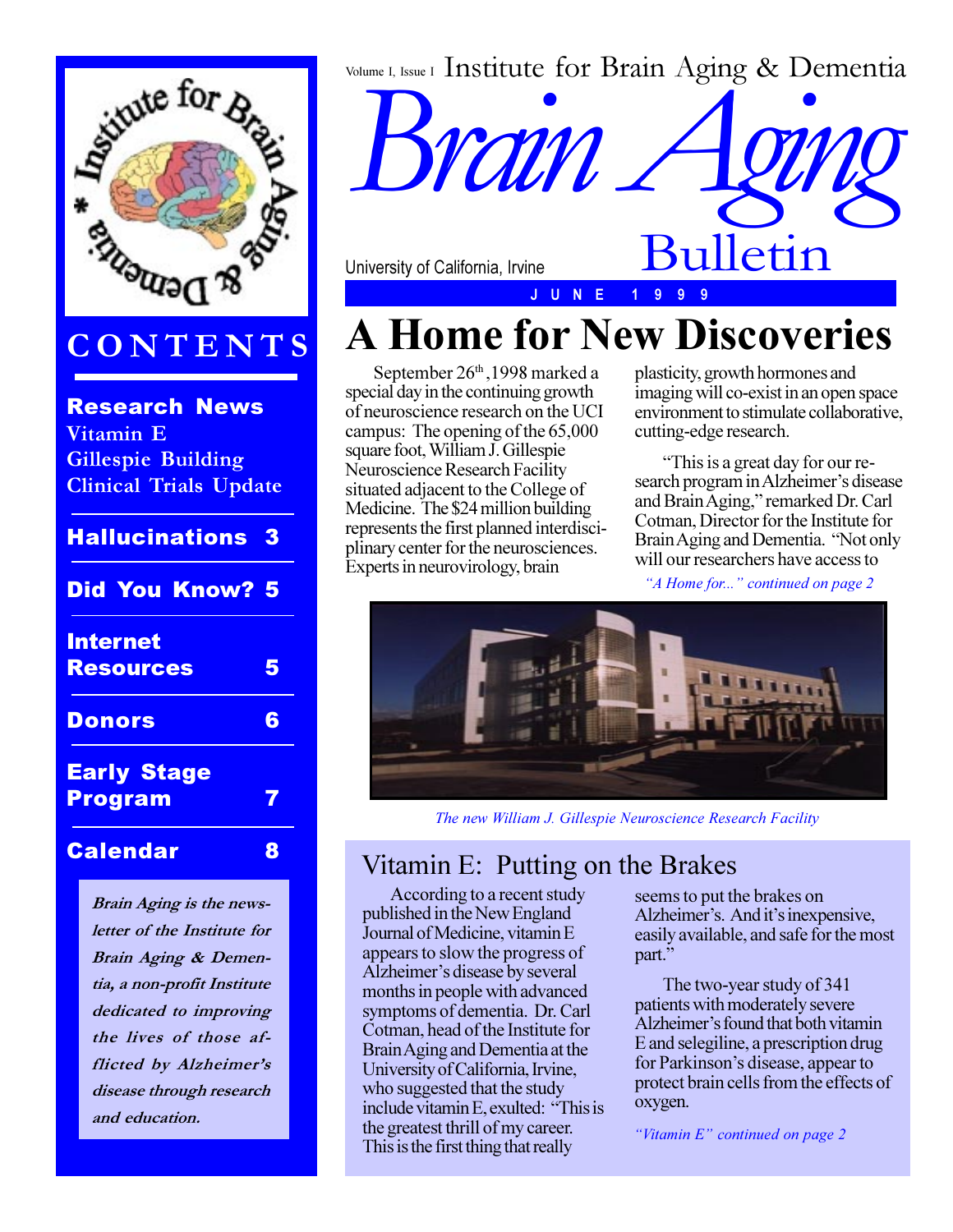Volume I, Issue I Institute for Brain Aging & Dementia

# Brain Aging Bulletin

University of California, Irvine

JUNE 1999

## CONTENTS

**Research News**
Vitamin E
Gillespie Building
Clinical Trials Update

**Hallucinations 3**

**Did You Know? 5**

**Internet Resources 5**

**Donors 6**

**Early Stage Program 7**

**Calendar 8**

***Brain Aging is the newsletter of the Institute for Brain Aging & Dementia, a non-profit Institute dedicated to improving the lives of those afflicted by Alzheimer's disease through research and education.***

# A Home for New Discoveries

September 26th, 1998 marked a special day in the continuing growth of neuroscience research on the UCI campus: The opening of the 65,000 square foot, William J. Gillespie Neuroscience Research Facility situated adjacent to the College of Medicine. The $24 million building represents the first planned interdisciplinary center for the neurosciences. Experts in neurovirology, brain plasticity, growth hormones and imaging will co-exist in an open space environment to stimulate collaborative, cutting-edge research.

"This is a great day for our research program in Alzheimer's disease and Brain Aging," remarked Dr. Carl Cotman, Director for the Institute for Brain Aging and Dementia. "Not only will our researchers have access to

*"A Home for..." continued on page 2*

*The new William J. Gillespie Neuroscience Research Facility*

## Vitamin E: Putting on the Brakes

According to a recent study published in the New England Journal of Medicine, vitamin E appears to slow the progress of Alzheimer's disease by several months in people with advanced symptoms of dementia. Dr. Carl Cotman, head of the Institute for Brain Aging and Dementia at the University of California, Irvine, who suggested that the study include vitamin E, exulted: "This is the greatest thrill of my career. This is the first thing that really seems to put the brakes on Alzheimer's. And it's inexpensive, easily available, and safe for the most part."

The two-year study of 341 patients with moderately severe Alzheimer's found that both vitamin E and selegiline, a prescription drug for Parkinson's disease, appear to protect brain cells from the effects of oxygen.

*"Vitamin E" continued on page 2*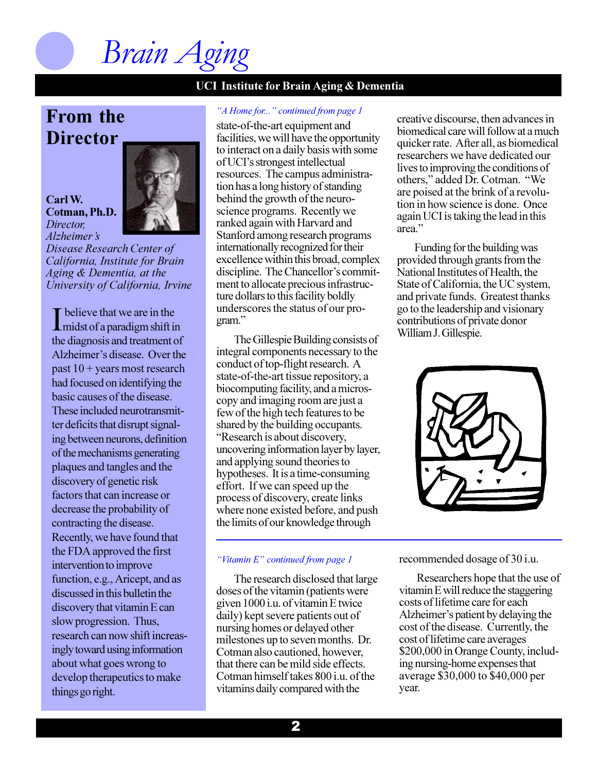## From the Director

**Carl W. Cotman, Ph.D.**
*Director, Alzheimer's Disease Research Center of California, Institute for Brain Aging & Dementia, at the University of California, Irvine*

I believe that we are in the midst of a paradigm shift in the diagnosis and treatment of Alzheimer's disease. Over the past 10 + years most research had focused on identifying the basic causes of the disease. These included neurotransmitter deficits that disrupt signaling between neurons, definition of the mechanisms generating plaques and tangles and the discovery of genetic risk factors that can increase or decrease the probability of contracting the disease. Recently, we have found that the FDA approved the first intervention to improve function, e.g., Aricept, and as discussed in this bulletin the discovery that vitamin E can slow progression. Thus, research can now shift increasingly toward using information about what goes wrong to develop therapeutics to make things go right.

*"A Home for..." continued from page 1*

state-of-the-art equipment and facilities, we will have the opportunity to interact on a daily basis with some of UCI's strongest intellectual resources. The campus administration has a long history of standing behind the growth of the neuroscience programs. Recently we ranked again with Harvard and Stanford among research programs internationally recognized for their excellence within this broad, complex discipline. The Chancellor's commitment to allocate precious infrastructure dollars to this facility boldly underscores the status of our program."

The Gillespie Building consists of integral components necessary to the conduct of top-flight research. A state-of-the-art tissue repository, a biocomputing facility, and a microscopy and imaging room are just a few of the high tech features to be shared by the building occupants. "Research is about discovery, uncovering information layer by layer, and applying sound theories to hypotheses. It is a time-consuming effort. If we can speed up the process of discovery, create links where none existed before, and push the limits of our knowledge through creative discourse, then advances in biomedical care will follow at a much quicker rate. After all, as biomedical researchers we have dedicated our lives to improving the conditions of others," added Dr. Cotman. "We are poised at the brink of a revolution in how science is done. Once again UCI is taking the lead in this area."

Funding for the building was provided through grants from the National Institutes of Health, the State of California, the UC system, and private funds. Greatest thanks go to the leadership and visionary contributions of private donor William J. Gillespie.

*"Vitamin E" continued from page 1*

The research disclosed that large doses of the vitamin (patients were given 1000 i.u. of vitamin E twice daily) kept severe patients out of nursing homes or delayed other milestones up to seven months. Dr. Cotman also cautioned, however, that there can be mild side effects. Cotman himself takes 800 i.u. of the vitamins daily compared with the recommended dosage of 30 i.u.

Researchers hope that the use of vitamin E will reduce the staggering costs of lifetime care for each Alzheimer's patient by delaying the cost of the disease. Currently, the cost of lifetime care averages $200,000 in Orange County, including nursing-home expenses that average $30,000 to $40,000 per year.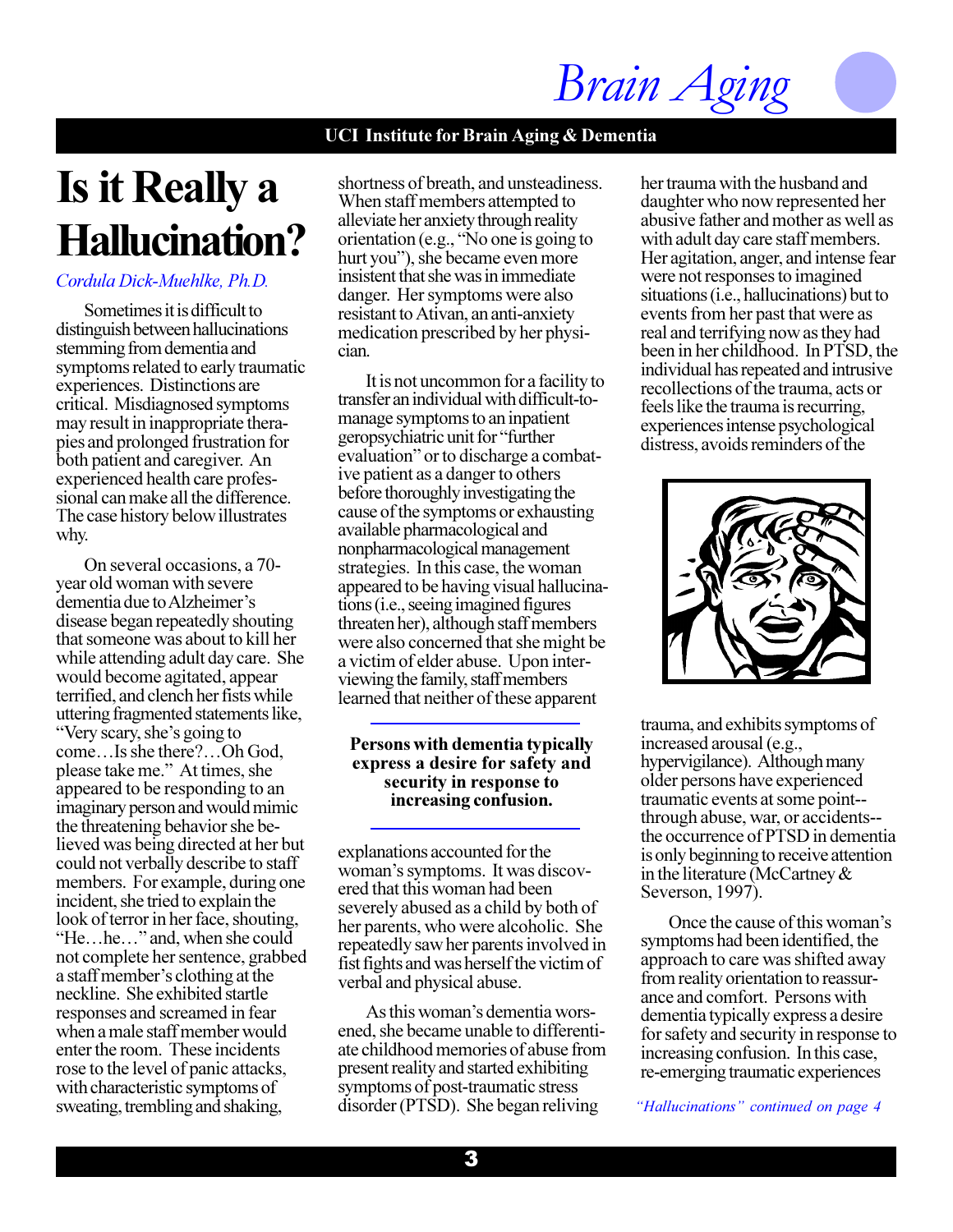# Is it Really a Hallucination?

*Cordula Dick-Muehlke, Ph.D.*

Sometimes it is difficult to distinguish between hallucinations stemming from dementia and symptoms related to early traumatic experiences. Distinctions are critical. Misdiagnosed symptoms may result in inappropriate therapies and prolonged frustration for both patient and caregiver. An experienced health care professional can make all the difference. The case history below illustrates why.

On several occasions, a 70-year old woman with severe dementia due to Alzheimer's disease began repeatedly shouting that someone was about to kill her while attending adult day care. She would become agitated, appear terrified, and clench her fists while uttering fragmented statements like, "Very scary, she's going to come…Is she there?…Oh God, please take me." At times, she appeared to be responding to an imaginary person and would mimic the threatening behavior she believed was being directed at her but could not verbally describe to staff members. For example, during one incident, she tried to explain the look of terror in her face, shouting, "He…he…" and, when she could not complete her sentence, grabbed a staff member's clothing at the neckline. She exhibited startle responses and screamed in fear when a male staff member would enter the room. These incidents rose to the level of panic attacks, with characteristic symptoms of sweating, trembling and shaking, shortness of breath, and unsteadiness. When staff members attempted to alleviate her anxiety through reality orientation (e.g., "No one is going to hurt you"), she became even more insistent that she was in immediate danger. Her symptoms were also resistant to Ativan, an anti-anxiety medication prescribed by her physician.

It is not uncommon for a facility to transfer an individual with difficult-to-manage symptoms to an inpatient geropsychiatric unit for "further evaluation" or to discharge a combative patient as a danger to others before thoroughly investigating the cause of the symptoms or exhausting available pharmacological and nonpharmacological management strategies. In this case, the woman appeared to be having visual hallucinations (i.e., seeing imagined figures threaten her), although staff members were also concerned that she might be a victim of elder abuse. Upon interviewing the family, staff members learned that neither of these apparent explanations accounted for the woman's symptoms. It was discovered that this woman had been severely abused as a child by both of her parents, who were alcoholic. She repeatedly saw her parents involved in fist fights and was herself the victim of verbal and physical abuse.

**Persons with dementia typically express a desire for safety and security in response to increasing confusion.**

As this woman's dementia worsened, she became unable to differentiate childhood memories of abuse from present reality and started exhibiting symptoms of post-traumatic stress disorder (PTSD). She began reliving her trauma with the husband and daughter who now represented her abusive father and mother as well as with adult day care staff members. Her agitation, anger, and intense fear were not responses to imagined situations (i.e., hallucinations) but to events from her past that were as real and terrifying now as they had been in her childhood. In PTSD, the individual has repeated and intrusive recollections of the trauma, acts or feels like the trauma is recurring, experiences intense psychological distress, avoids reminders of the trauma, and exhibits symptoms of increased arousal (e.g., hypervigilance). Although many older persons have experienced traumatic events at some point--through abuse, war, or accidents--the occurrence of PTSD in dementia is only beginning to receive attention in the literature (McCartney & Severson, 1997).

Once the cause of this woman's symptoms had been identified, the approach to care was shifted away from reality orientation to reassurance and comfort. Persons with dementia typically express a desire for safety and security in response to increasing confusion. In this case, re-emerging traumatic experiences

*"Hallucinations" continued on page 4*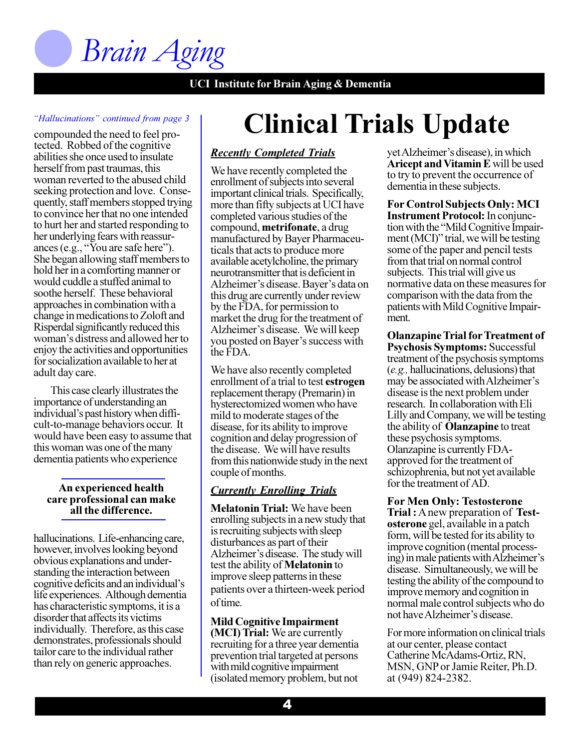*"Hallucinations" continued from page 3*

compounded the need to feel protected. Robbed of the cognitive abilities she once used to insulate herself from past traumas, this woman reverted to the abused child seeking protection and love. Consequently, staff members stopped trying to convince her that no one intended to hurt her and started responding to her underlying fears with reassurances (e.g., "You are safe here"). She began allowing staff members to hold her in a comforting manner or would cuddle a stuffed animal to soothe herself. These behavioral approaches in combination with a change in medications to Zoloft and Risperdal significantly reduced this woman's distress and allowed her to enjoy the activities and opportunities for socialization available to her at adult day care.

This case clearly illustrates the importance of understanding an individual's past history when difficult-to-manage behaviors occur. It would have been easy to assume that this woman was one of the many dementia patients who experience hallucinations. Life-enhancing care, however, involves looking beyond obvious explanations and understanding the interaction between cognitive deficits and an individual's life experiences. Although dementia has characteristic symptoms, it is a disorder that affects its victims individually. Therefore, as this case demonstrates, professionals should tailor care to the individual rather than rely on generic approaches.

**An experienced health care professional can make all the difference.**

# Clinical Trials Update

## *Recently Completed Trials*

We have recently completed the enrollment of subjects into several important clinical trials. Specifically, more than fifty subjects at UCI have completed various studies of the compound, **metrifonate**, a drug manufactured by Bayer Pharmaceuticals that acts to produce more available acetylcholine, the primary neurotransmitter that is deficient in Alzheimer's disease. Bayer's data on this drug are currently under review by the FDA, for permission to market the drug for the treatment of Alzheimer's disease. We will keep you posted on Bayer's success with the FDA.

We have also recently completed enrollment of a trial to test **estrogen** replacement therapy (Premarin) in hysterectomized women who have mild to moderate stages of the disease, for its ability to improve cognition and delay progression of the disease. We will have results from this nationwide study in the next couple of months.

## *Currently Enrolling Trials*

**Melatonin Trial:** We have been enrolling subjects in a new study that is recruiting subjects with sleep disturbances as part of their Alzheimer's disease. The study will test the ability of **Melatonin** to improve sleep patterns in these patients over a thirteen-week period of time.

**Mild Cognitive Impairment (MCI) Trial:** We are currently recruiting for a three year dementia prevention trial targeted at persons with mild cognitive impairment (isolated memory problem, but not yet Alzheimer's disease), in which **Aricept and Vitamin E** will be used to try to prevent the occurrence of dementia in these subjects.

**For Control Subjects Only: MCI Instrument Protocol:** In conjunction with the "Mild Cognitive Impairment (MCI)" trial, we will be testing some of the paper and pencil tests from that trial on normal control subjects. This trial will give us normative data on these measures for comparison with the data from the patients with Mild Cognitive Impairment.

**Olanzapine Trial for Treatment of Psychosis Symptoms:** Successful treatment of the psychosis symptoms (*e.g.,* hallucinations, delusions) that may be associated with Alzheimer's disease is the next problem under research. In collaboration with Eli Lilly and Company, we will be testing the ability of **Olanzapine** to treat these psychosis symptoms. Olanzapine is currently FDA-approved for the treatment of schizophrenia, but not yet available for the treatment of AD.

**For Men Only: Testosterone Trial :** A new preparation of **Testosterone** gel, available in a patch form, will be tested for its ability to improve cognition (mental processing) in male patients with Alzheimer's disease. Simultaneously, we will be testing the ability of the compound to improve memory and cognition in normal male control subjects who do not have Alzheimer's disease.

For more information on clinical trials at our center, please contact Catherine McAdams-Ortiz, RN, MSN, GNP or Jamie Reiter, Ph.D. at (949) 824-2382.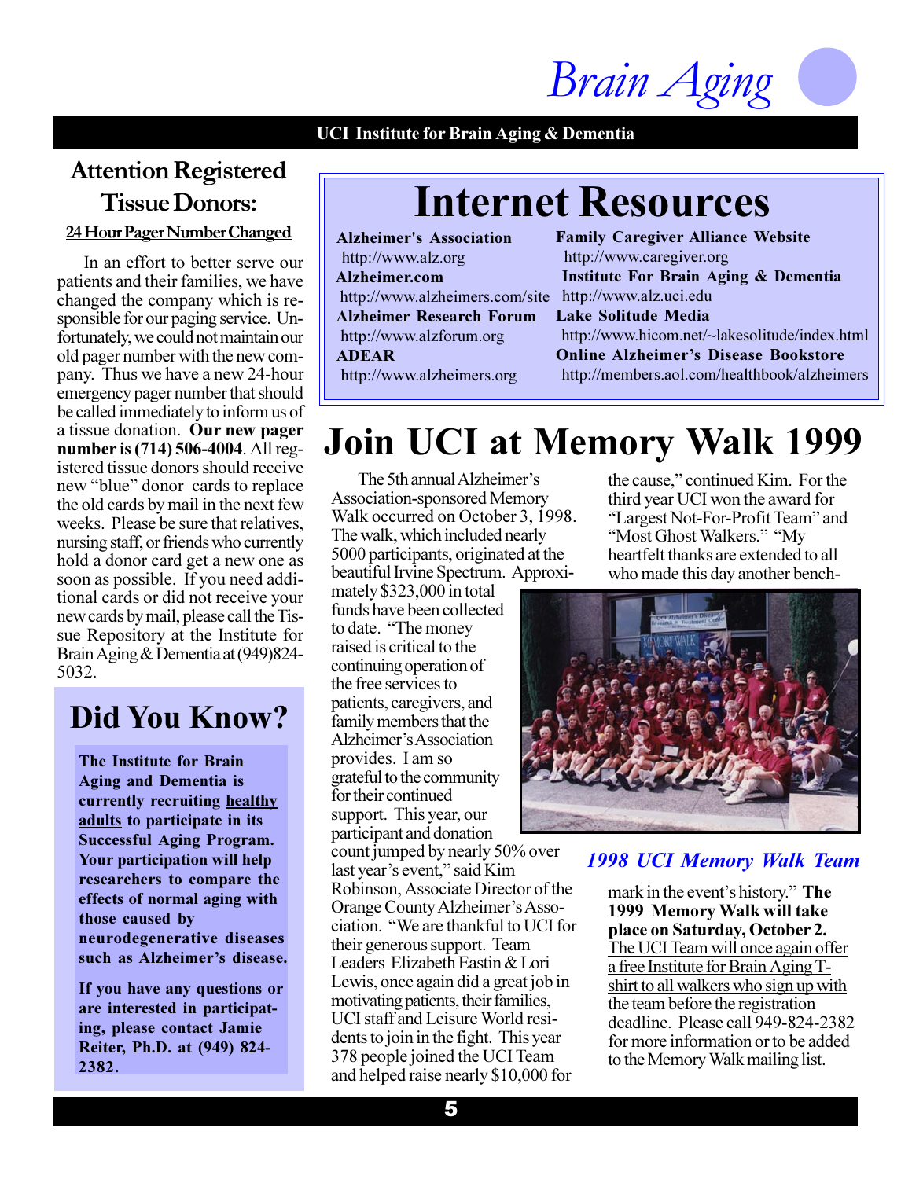# Attention Registered Tissue Donors:

**24 Hour Pager Number Changed**

In an effort to better serve our patients and their families, we have changed the company which is responsible for our paging service. Unfortunately, we could not maintain our old pager number with the new company. Thus we have a new 24-hour emergency pager number that should be called immediately to inform us of a tissue donation. **Our new pager number is (714) 506-4004**. All registered tissue donors should receive new "blue" donor cards to replace the old cards by mail in the next few weeks. Please be sure that relatives, nursing staff, or friends who currently hold a donor card get a new one as soon as possible. If you need additional cards or did not receive your new cards by mail, please call the Tissue Repository at the Institute for Brain Aging & Dementia at (949)824-5032.

## Did You Know?

**The Institute for Brain Aging and Dementia is currently recruiting healthy adults to participate in its Successful Aging Program. Your participation will help researchers to compare the effects of normal aging with those caused by neurodegenerative diseases such as Alzheimer's disease.**

**If you have any questions or are interested in participating, please contact Jamie Reiter, Ph.D. at (949) 824-2382.**

# Internet Resources

**Alzheimer's Association**
http://www.alz.org

**Alzheimer.com**
http://www.alzheimers.com/site

**Alzheimer Research Forum**
http://www.alzforum.org

**ADEAR**
http://www.alzheimers.org

**Family Caregiver Alliance Website**
http://www.caregiver.org

**Institute For Brain Aging & Dementia**
http://www.alz.uci.edu

**Lake Solitude Media**
http://www.hicom.net/~lakesolitude/index.html

**Online Alzheimer's Disease Bookstore**
http://members.aol.com/healthbook/alzheimers

# Join UCI at Memory Walk 1999

The 5th annual Alzheimer's Association-sponsored Memory Walk occurred on October 3, 1998. The walk, which included nearly 5000 participants, originated at the beautiful Irvine Spectrum. Approximately $323,000 in total funds have been collected to date. "The money raised is critical to the continuing operation of the free services to patients, caregivers, and family members that the Alzheimer's Association provides. I am so grateful to the community for their continued support. This year, our participant and donation count jumped by nearly 50% over last year's event," said Kim Robinson, Associate Director of the Orange County Alzheimer's Association. "We are thankful to UCI for their generous support. Team Leaders Elizabeth Eastin & Lori Lewis, once again did a great job in motivating patients, their families, UCI staff and Leisure World residents to join in the fight. This year 378 people joined the UCI Team and helped raise nearly $10,000 for the cause," continued Kim. For the third year UCI won the award for "Largest Not-For-Profit Team" and "Most Ghost Walkers." "My heartfelt thanks are extended to all who made this day another benchmark in the event's history." **The 1999 Memory Walk will take place on Saturday, October 2.** The UCI Team will once again offer a free Institute for Brain Aging T-shirt to all walkers who sign up with the team before the registration deadline. Please call 949-824-2382 for more information or to be added to the Memory Walk mailing list.

***1998 UCI Memory Walk Team***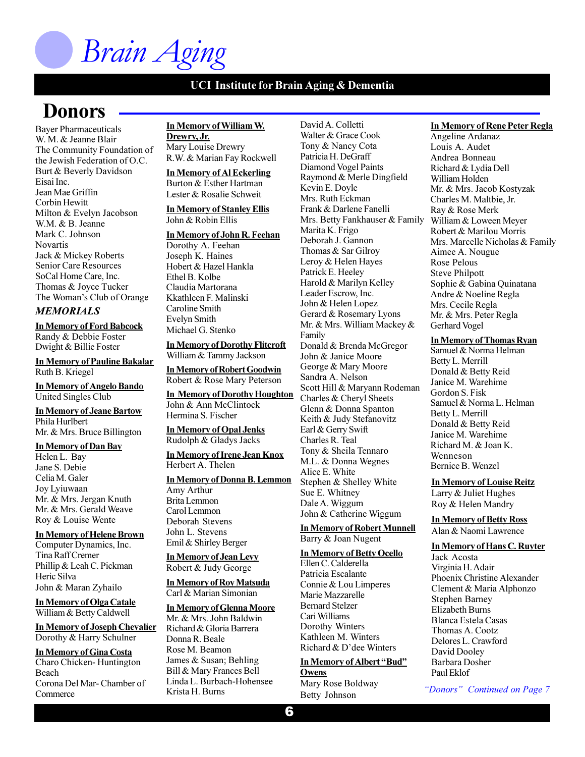# Brain Aging

**UCI Institute for Brain Aging & Dementia**

## Donors

Bayer Pharmaceuticals
W. M. & Jeanne Blair
The Community Foundation of the Jewish Federation of O.C.
Burt & Beverly Davidson
Eisai Inc.
Jean Mae Griffin
Corbin Hewitt
Milton & Evelyn Jacobson
W.M. & B. Jeanne
Mark C. Johnson
Novartis
Jack & Mickey Roberts
Senior Care Resources
SoCal Home Care, Inc.
Thomas & Joyce Tucker
The Woman's Club of Orange

### *MEMORIALS*

**In Memory of Ford Babcock**
Randy & Debbie Foster
Dwight & Billie Foster

**In Memory of Pauline Bakalar**
Ruth B. Kriegel

**In Memory of Angelo Bando**
United Singles Club

**In Memory of Jeane Bartow**
Phila Hurlbert
Mr. & Mrs. Bruce Billington

**In Memory of Dan Bay**
Helen L. Bay
Jane S. Debie
Celia M. Galer
Joy Lyiuwaan
Mr. & Mrs. Jergan Knuth
Mr. & Mrs. Gerald Weave
Roy & Louise Wente

**In Memory of Helene Brown**
Computer Dynamics, Inc.
Tina Raff Cremer
Phillip & Leah C. Pickman
Heric Silva
John & Maran Zyhailo

**In Memory of Olga Catale**
William & Betty Caldwell

**In Memory of Joseph Chevalier**
Dorothy & Harry Schulner

**In Memory of Gina Costa**
Charo Chicken- Huntington Beach
Corona Del Mar- Chamber of Commerce

**In Memory of William W. Drewry, Jr.**
Mary Louise Drewry
R.W. & Marian Fay Rockwell

**In Memory of Al Eckerling**
Burton & Esther Hartman
Lester & Rosalie Schweit

**In Memory of Stanley Ellis**
John & Robin Ellis

**In Memory of John R. Feehan**
Dorothy A. Feehan
Joseph K. Haines
Hobert & Hazel Hankla
Ethel B. Kolbe
Claudia Martorana
Kkathleen F. Malinski
Caroline Smith
Evelyn Smith
Michael G. Stenko

**In Memory of Dorothy Flitcroft**
William & Tammy Jackson

**In Memory of Robert Goodwin**
Robert & Rose Mary Peterson

**In Memory of Dorothy Houghton**
John & Ann McClintock
Hermina S. Fischer

**In Memory of Opal Jenks**
Rudolph & Gladys Jacks

**In Memory of Irene Jean Knox**
Herbert A. Thelen

**In Memory of Donna B. Lemmon**
Amy Arthur
Brita Lemmon
Carol Lemmon
Deborah Stevens
John L. Stevens
Emil & Shirley Berger

**In Memory of Jean Levy**
Robert & Judy George

**In Memory of Roy Matsuda**
Carl & Marian Simonian

**In Memory of Glenna Moore**
Mr. & Mrs. John Baldwin
Richard & Gloria Barrera
Donna R. Beale
Rose M. Beamon
James & Susan; Behling
Bill & Mary Frances Bell
Linda L. Burbach-Hohensee
Krista H. Burns
David A. Colletti
Walter & Grace Cook
Tony & Nancy Cota
Patricia H. DeGraff
Diamond Vogel Paints
Raymond & Merle Dingfield
Kevin E. Doyle
Mrs. Ruth Eckman
Frank & Darlene Fanelli
Mrs. Betty Fankhauser & Family
Marita K. Frigo
Deborah J. Gannon
Thomas & Sar Gilroy
Leroy & Helen Hayes
Patrick E. Heeley
Harold & Marilyn Kelley
Leader Escrow, Inc.
John & Helen Lopez
Gerard & Rosemary Lyons
Mr. & Mrs. William Mackey & Family
Donald & Brenda McGregor
John & Janice Moore
George & Mary Moore
Sandra A. Nelson
Scott Hill & Maryann Rodeman
Charles & Cheryl Sheets
Glenn & Donna Spanton
Keith & Judy Stefanovitz
Earl & Gerry Swift
Charles R. Teal
Tony & Sheila Tennaro
M.L. & Donna Wegnes
Alice E. White
Stephen & Shelley White
Sue E. Whitney
Dale A. Wiggum
John & Catherine Wiggum

**In Memory of Robert Munnell**
Barry & Joan Nugent

**In Memory of Betty Ocello**
Ellen C. Calderella
Patricia Escalante
Connie & Lou Limperes
Marie Mazzarelle
Bernard Stelzer
Cari Williams
Dorothy Winters
Kathleen M. Winters
Richard & D'dee Winters

**In Memory of Albert "Bud" Owens**
Mary Rose Boldway
Betty Johnson

**In Memory of Rene Peter Regla**
Angeline Ardanaz
Louis A. Audet
Andrea Bonneau
Richard & Lydia Dell
William Holden
Mr. & Mrs. Jacob Kostyzak
Charles M. Maltbie, Jr.
Ray & Rose Merk
William & Loween Meyer
Robert & Marilou Morris
Mrs. Marcelle Nicholas & Family
Aimee A. Nougue
Rose Pelous
Steve Philpott
Sophie & Gabina Quinatana
Andre & Noeline Regla
Mrs. Cecile Regla
Mr. & Mrs. Peter Regla
Gerhard Vogel

**In Memory of Thomas Ryan**
Samuel & Norma Helman
Betty L. Merrill
Donald & Betty Reid
Janice M. Warehime
Gordon S. Fisk
Samuel & Norma L. Helman
Betty L. Merrill
Donald & Betty Reid
Janice M. Warehime
Richard M. & Joan K. Wenneson
Bernice B. Wenzel

**In Memory of Louise Reitz**
Larry & Juliet Hughes
Roy & Helen Mandry

**In Memory of Betty Ross**
Alan & Naomi Lawrence

**In Memory of Hans C. Ruyter**
Jack Acosta
Virginia H. Adair
Phoenix Christine Alexander
Clement & Maria Alphonzo
Stephen Barney
Elizabeth Burns
Blanca Estela Casas
Thomas A. Cootz
Delores L. Crawford
David Dooley
Barbara Dosher
Paul Eklof

*"Donors" Continued on Page 7*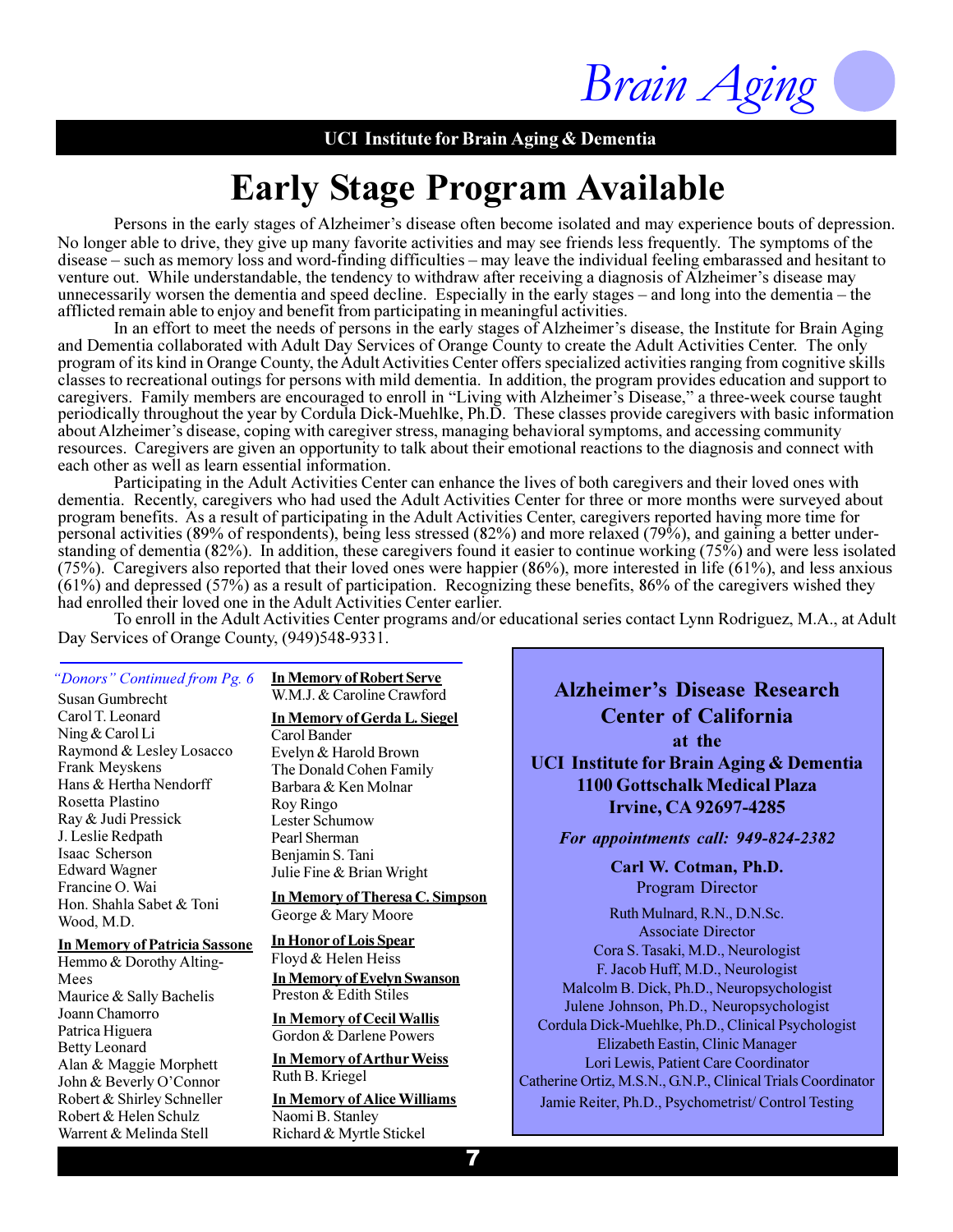# Brain Aging

**UCI Institute for Brain Aging & Dementia**

# Early Stage Program Available

Persons in the early stages of Alzheimer's disease often become isolated and may experience bouts of depression. No longer able to drive, they give up many favorite activities and may see friends less frequently. The symptoms of the disease – such as memory loss and word-finding difficulties – may leave the individual feeling embarassed and hesitant to venture out. While understandable, the tendency to withdraw after receiving a diagnosis of Alzheimer's disease may unnecessarily worsen the dementia and speed decline. Especially in the early stages – and long into the dementia – the afflicted remain able to enjoy and benefit from participating in meaningful activities.

In an effort to meet the needs of persons in the early stages of Alzheimer's disease, the Institute for Brain Aging and Dementia collaborated with Adult Day Services of Orange County to create the Adult Activities Center. The only program of its kind in Orange County, the Adult Activities Center offers specialized activities ranging from cognitive skills classes to recreational outings for persons with mild dementia. In addition, the program provides education and support to caregivers. Family members are encouraged to enroll in "Living with Alzheimer's Disease," a three-week course taught periodically throughout the year by Cordula Dick-Muehlke, Ph.D. These classes provide caregivers with basic information about Alzheimer's disease, coping with caregiver stress, managing behavioral symptoms, and accessing community resources. Caregivers are given an opportunity to talk about their emotional reactions to the diagnosis and connect with each other as well as learn essential information.

Participating in the Adult Activities Center can enhance the lives of both caregivers and their loved ones with dementia. Recently, caregivers who had used the Adult Activities Center for three or more months were surveyed about program benefits. As a result of participating in the Adult Activities Center, caregivers reported having more time for personal activities (89% of respondents), being less stressed (82%) and more relaxed (79%), and gaining a better understanding of dementia (82%). In addition, these caregivers found it easier to continue working (75%) and were less isolated (75%). Caregivers also reported that their loved ones were happier (86%), more interested in life (61%), and less anxious (61%) and depressed (57%) as a result of participation. Recognizing these benefits, 86% of the caregivers wished they had enrolled their loved one in the Adult Activities Center earlier.

To enroll in the Adult Activities Center programs and/or educational series contact Lynn Rodriguez, M.A., at Adult Day Services of Orange County, (949)548-9331.

*"Donors" Continued from Pg. 6*

Susan Gumbrecht
Carol T. Leonard
Ning & Carol Li
Raymond & Lesley Losacco
Frank Meyskens
Hans & Hertha Nendorff
Rosetta Plastino
Ray & Judi Pressick
J. Leslie Redpath
Isaac Scherson
Edward Wagner
Francine O. Wai
Hon. Shahla Sabet & Toni Wood, M.D.

**In Memory of Patricia Sassone**
Hemmo & Dorothy Alting-Mees
Maurice & Sally Bachelis
Joann Chamorro
Patrica Higuera
Betty Leonard
Alan & Maggie Morphett
John & Beverly O'Connor
Robert & Shirley Schneller
Robert & Helen Schulz
Warrent & Melinda Stell

**In Memory of Robert Serve**
W.M.J. & Caroline Crawford

**In Memory of Gerda L. Siegel**
Carol Bander
Evelyn & Harold Brown
The Donald Cohen Family
Barbara & Ken Molnar
Roy Ringo
Lester Schumow
Pearl Sherman
Benjamin S. Tani
Julie Fine & Brian Wright

**In Memory of Theresa C. Simpson**
George & Mary Moore

**In Honor of Lois Spear**
Floyd & Helen Heiss

**In Memory of Evelyn Swanson**
Preston & Edith Stiles

**In Memory of Cecil Wallis**
Gordon & Darlene Powers

**In Memory of Arthur Weiss**
Ruth B. Kriegel

**In Memory of Alice Williams**
Naomi B. Stanley
Richard & Myrtle Stickel

---

**Alzheimer's Disease Research Center of California**
**at the**
**UCI Institute for Brain Aging & Dementia**
**1100 Gottschalk Medical Plaza**
**Irvine, CA 92697-4285**

***For appointments call: 949-824-2382***

**Carl W. Cotman, Ph.D.**
Program Director

Ruth Mulnard, R.N., D.N.Sc.
Associate Director
Cora S. Tasaki, M.D., Neurologist
F. Jacob Huff, M.D., Neurologist
Malcolm B. Dick, Ph.D., Neuropsychologist
Julene Johnson, Ph.D., Neuropsychologist
Cordula Dick-Muehlke, Ph.D., Clinical Psychologist
Elizabeth Eastin, Clinic Manager
Lori Lewis, Patient Care Coordinator
Catherine Ortiz, M.S.N., G.N.P., Clinical Trials Coordinator
Jamie Reiter, Ph.D., Psychometrist/ Control Testing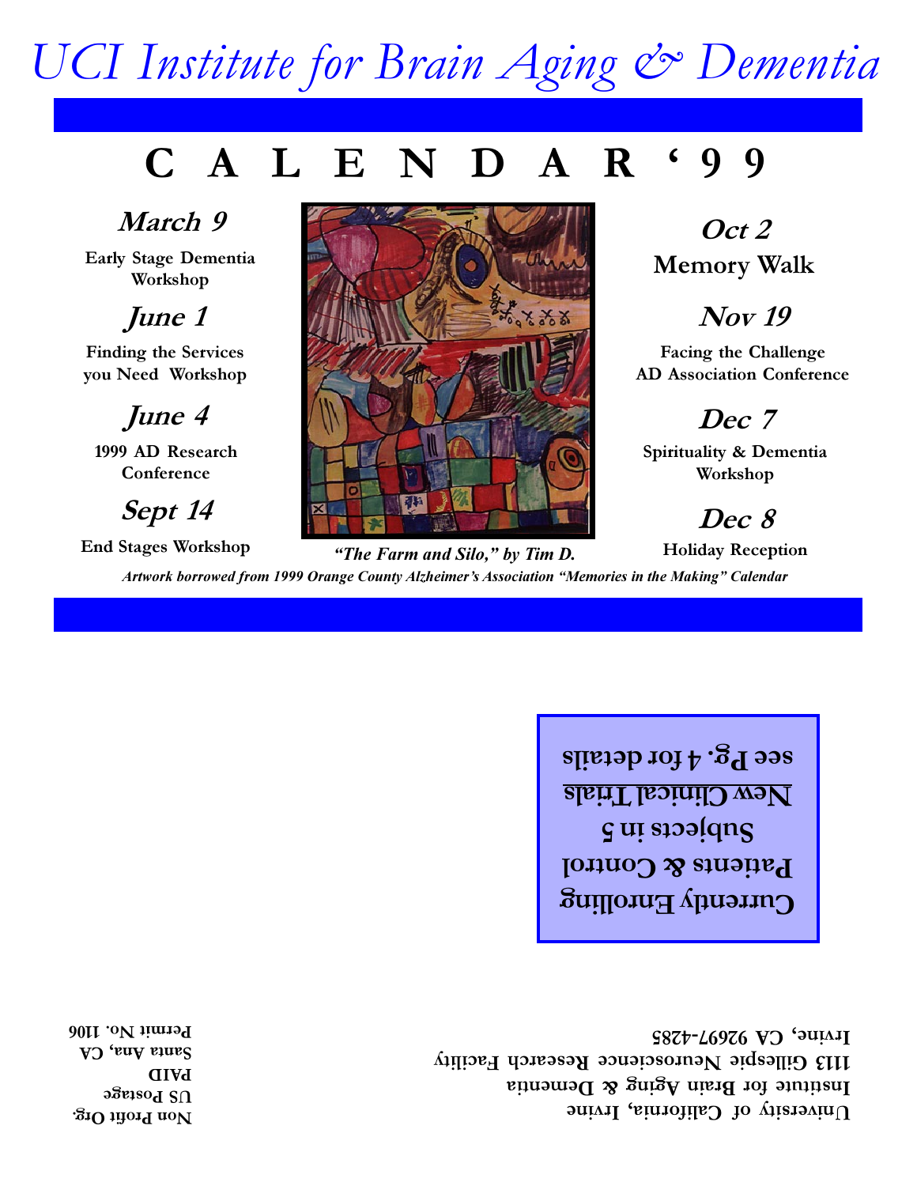# UCI Institute for Brain Aging & Dementia

## C A L E N D A R '99

***March 9***

**Early Stage Dementia Workshop**

***June 1***

**Finding the Services you Need Workshop**

***June 4***

**1999 AD Research Conference**

***Sept 14***

**End Stages Workshop**

***Oct 2***

**Memory Walk**

***Nov 19***

**Facing the Challenge AD Association Conference**

***Dec 7***

**Spirituality & Dementia Workshop**

***Dec 8***

**Holiday Reception**

***"The Farm and Silo," by Tim D.***

***Artwork borrowed from 1999 Orange County Alzheimer's Association "Memories in the Making" Calendar***

**Currently Enrolling Patients & Control Subjects in 5 New Clinical Trials see Pg. 4 for details**

**University of California, Irvine**
**Institute for Brain Aging & Dementia**
**1113 Gillespie Neuroscience Research Facility**
**Irvine, CA 92697-4285**

**Non Profit Org.**
**US Postage**
**PAID**
**Santa Ana, CA**
**Permit No. 1106**